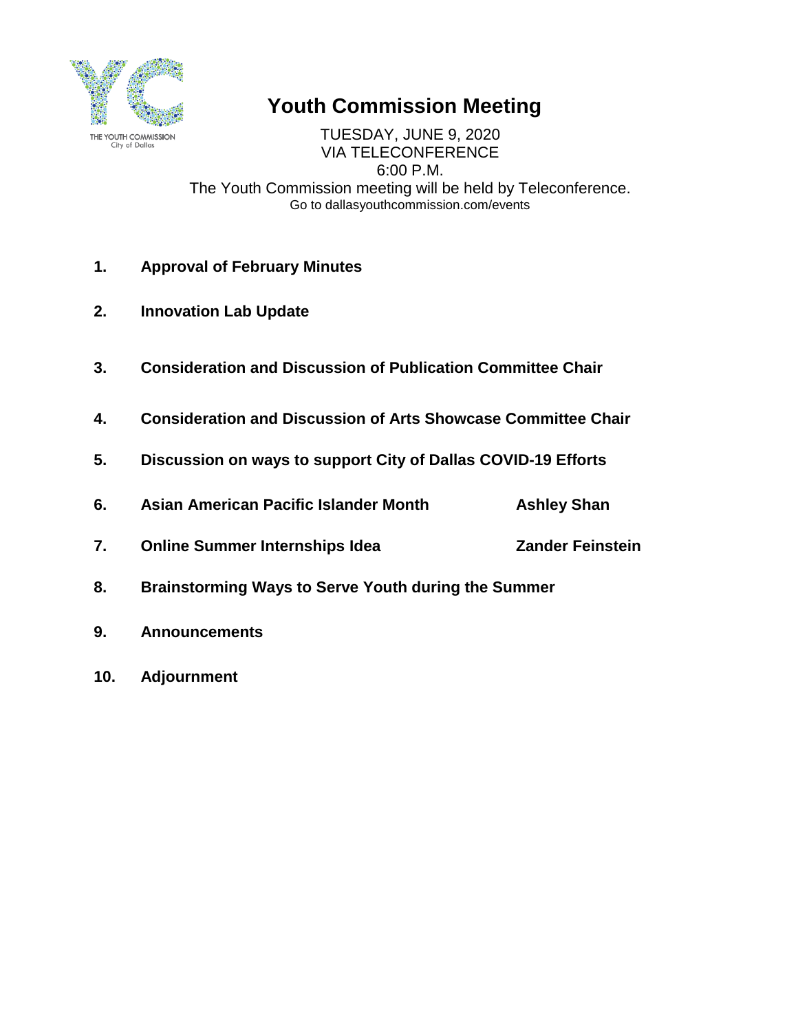THE YOUTH COMMISSION
City of Dallas

# Youth Commission Meeting

TUESDAY, JUNE 9, 2020
VIA TELECONFERENCE
6:00 P.M.
The Youth Commission meeting will be held by Teleconference.
Go to dallasyouthcommission.com/events

1. **Approval of February Minutes**
2. **Innovation Lab Update**
3. **Consideration and Discussion of Publication Committee Chair**
4. **Consideration and Discussion of Arts Showcase Committee Chair**
5. **Discussion on ways to support City of Dallas COVID-19 Efforts**
6. **Asian American Pacific Islander Month** — **Ashley Shan**
7. **Online Summer Internships Idea** — **Zander Feinstein**
8. **Brainstorming Ways to Serve Youth during the Summer**
9. **Announcements**
10. **Adjournment**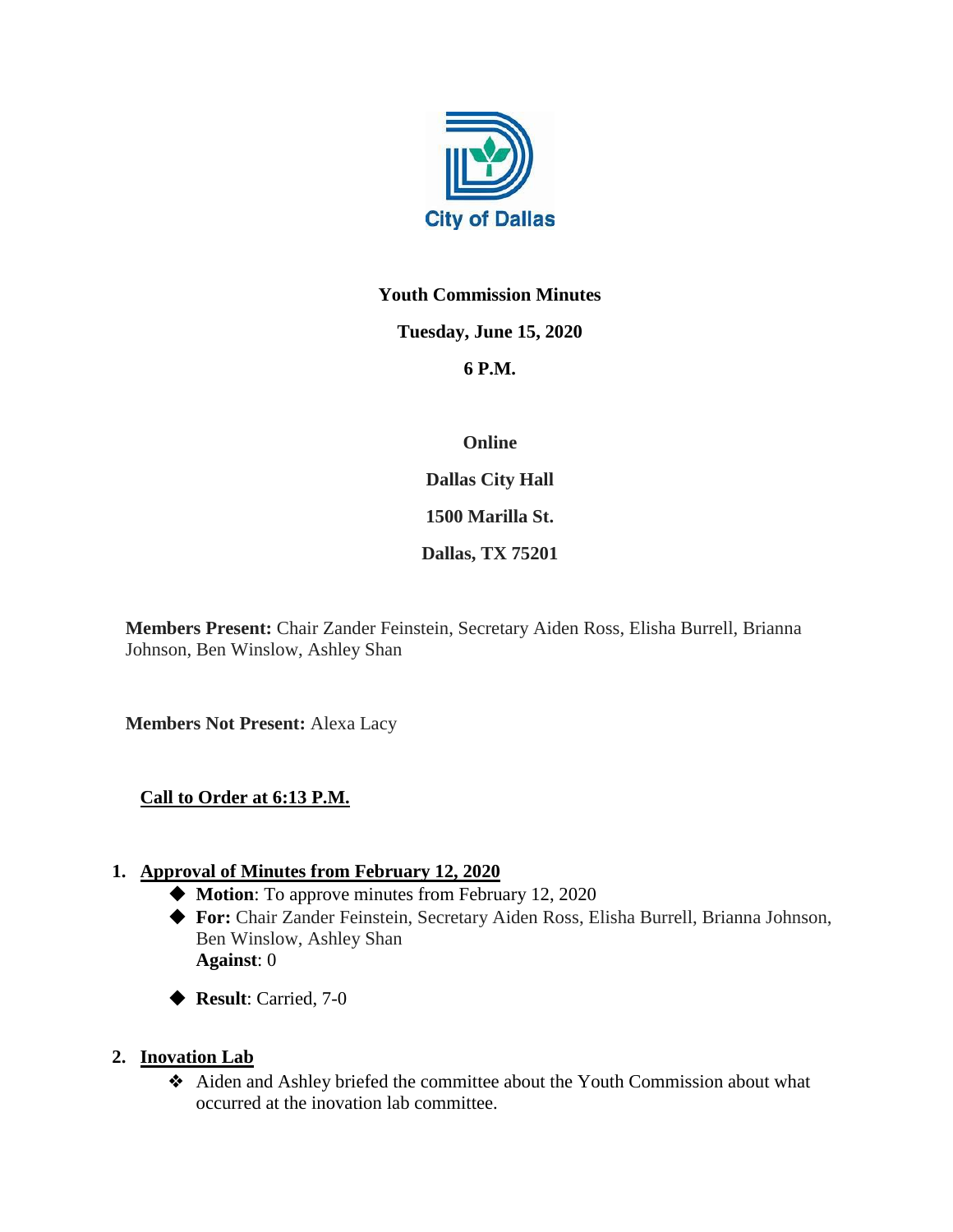**Youth Commission Minutes**

**Tuesday, June 15, 2020**

**6 P.M.**

**Online**

**Dallas City Hall**

**1500 Marilla St.**

**Dallas, TX 75201**

**Members Present:** Chair Zander Feinstein, Secretary Aiden Ross, Elisha Burrell, Brianna Johnson, Ben Winslow, Ashley Shan

**Members Not Present:** Alexa Lacy

**Call to Order at 6:13 P.M.**

1. **Approval of Minutes from February 12, 2020**
   - **Motion**: To approve minutes from February 12, 2020
   - **For:** Chair Zander Feinstein, Secretary Aiden Ross, Elisha Burrell, Brianna Johnson, Ben Winslow, Ashley Shan
     **Against**: 0
   - **Result**: Carried, 7-0

2. **Inovation Lab**
   - Aiden and Ashley briefed the committee about the Youth Commission about what occurred at the inovation lab committee.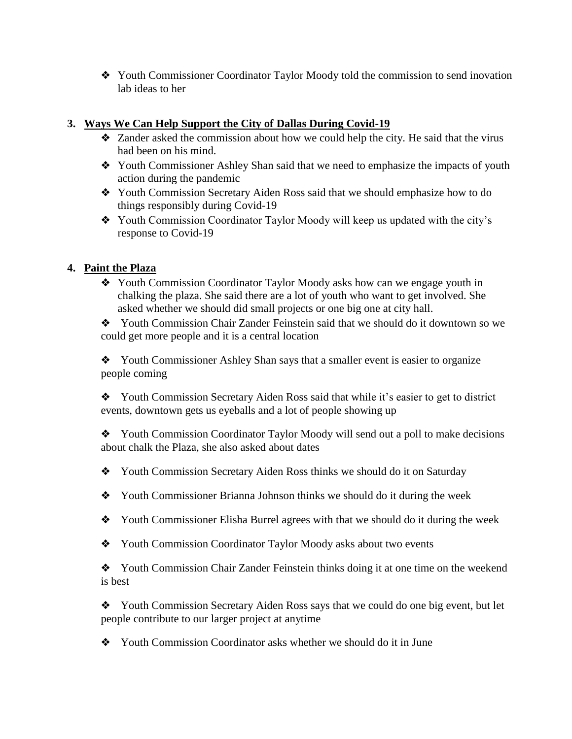- Youth Commissioner Coordinator Taylor Moody told the commission to send inovation lab ideas to her

## 3. Ways We Can Help Support the City of Dallas During Covid-19

- Zander asked the commission about how we could help the city. He said that the virus had been on his mind.
- Youth Commissioner Ashley Shan said that we need to emphasize the impacts of youth action during the pandemic
- Youth Commission Secretary Aiden Ross said that we should emphasize how to do things responsibly during Covid-19
- Youth Commission Coordinator Taylor Moody will keep us updated with the city's response to Covid-19

## 4. Paint the Plaza

- Youth Commission Coordinator Taylor Moody asks how can we engage youth in chalking the plaza. She said there are a lot of youth who want to get involved. She asked whether we should did small projects or one big one at city hall.
- Youth Commission Chair Zander Feinstein said that we should do it downtown so we could get more people and it is a central location
- Youth Commissioner Ashley Shan says that a smaller event is easier to organize people coming
- Youth Commission Secretary Aiden Ross said that while it's easier to get to district events, downtown gets us eyeballs and a lot of people showing up
- Youth Commission Coordinator Taylor Moody will send out a poll to make decisions about chalk the Plaza, she also asked about dates
- Youth Commission Secretary Aiden Ross thinks we should do it on Saturday
- Youth Commissioner Brianna Johnson thinks we should do it during the week
- Youth Commissioner Elisha Burrel agrees with that we should do it during the week
- Youth Commission Coordinator Taylor Moody asks about two events
- Youth Commission Chair Zander Feinstein thinks doing it at one time on the weekend is best
- Youth Commission Secretary Aiden Ross says that we could do one big event, but let people contribute to our larger project at anytime
- Youth Commission Coordinator asks whether we should do it in June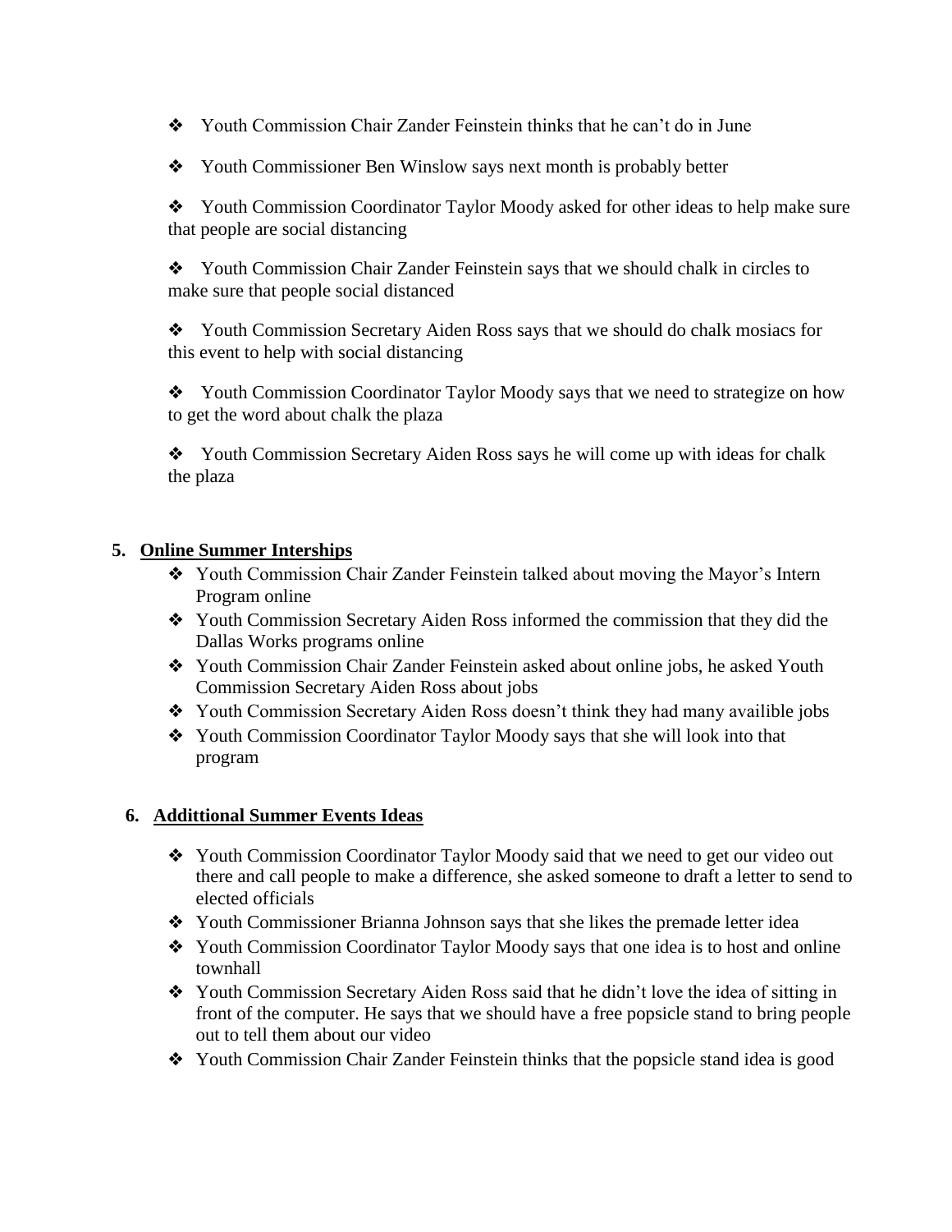- ❖ Youth Commission Chair Zander Feinstein thinks that he can't do in June
- ❖ Youth Commissioner Ben Winslow says next month is probably better
- ❖ Youth Commission Coordinator Taylor Moody asked for other ideas to help make sure that people are social distancing
- ❖ Youth Commission Chair Zander Feinstein says that we should chalk in circles to make sure that people social distanced
- ❖ Youth Commission Secretary Aiden Ross says that we should do chalk mosiacs for this event to help with social distancing
- ❖ Youth Commission Coordinator Taylor Moody says that we need to strategize on how to get the word about chalk the plaza
- ❖ Youth Commission Secretary Aiden Ross says he will come up with ideas for chalk the plaza

5. **Online Summer Interships**
   - ❖ Youth Commission Chair Zander Feinstein talked about moving the Mayor's Intern Program online
   - ❖ Youth Commission Secretary Aiden Ross informed the commission that they did the Dallas Works programs online
   - ❖ Youth Commission Chair Zander Feinstein asked about online jobs, he asked Youth Commission Secretary Aiden Ross about jobs
   - ❖ Youth Commission Secretary Aiden Ross doesn't think they had many availible jobs
   - ❖ Youth Commission Coordinator Taylor Moody says that she will look into that program

6. **Addittional Summer Events Ideas**
   - ❖ Youth Commission Coordinator Taylor Moody said that we need to get our video out there and call people to make a difference, she asked someone to draft a letter to send to elected officials
   - ❖ Youth Commissioner Brianna Johnson says that she likes the premade letter idea
   - ❖ Youth Commission Coordinator Taylor Moody says that one idea is to host and online townhall
   - ❖ Youth Commission Secretary Aiden Ross said that he didn't love the idea of sitting in front of the computer. He says that we should have a free popsicle stand to bring people out to tell them about our video
   - ❖ Youth Commission Chair Zander Feinstein thinks that the popsicle stand idea is good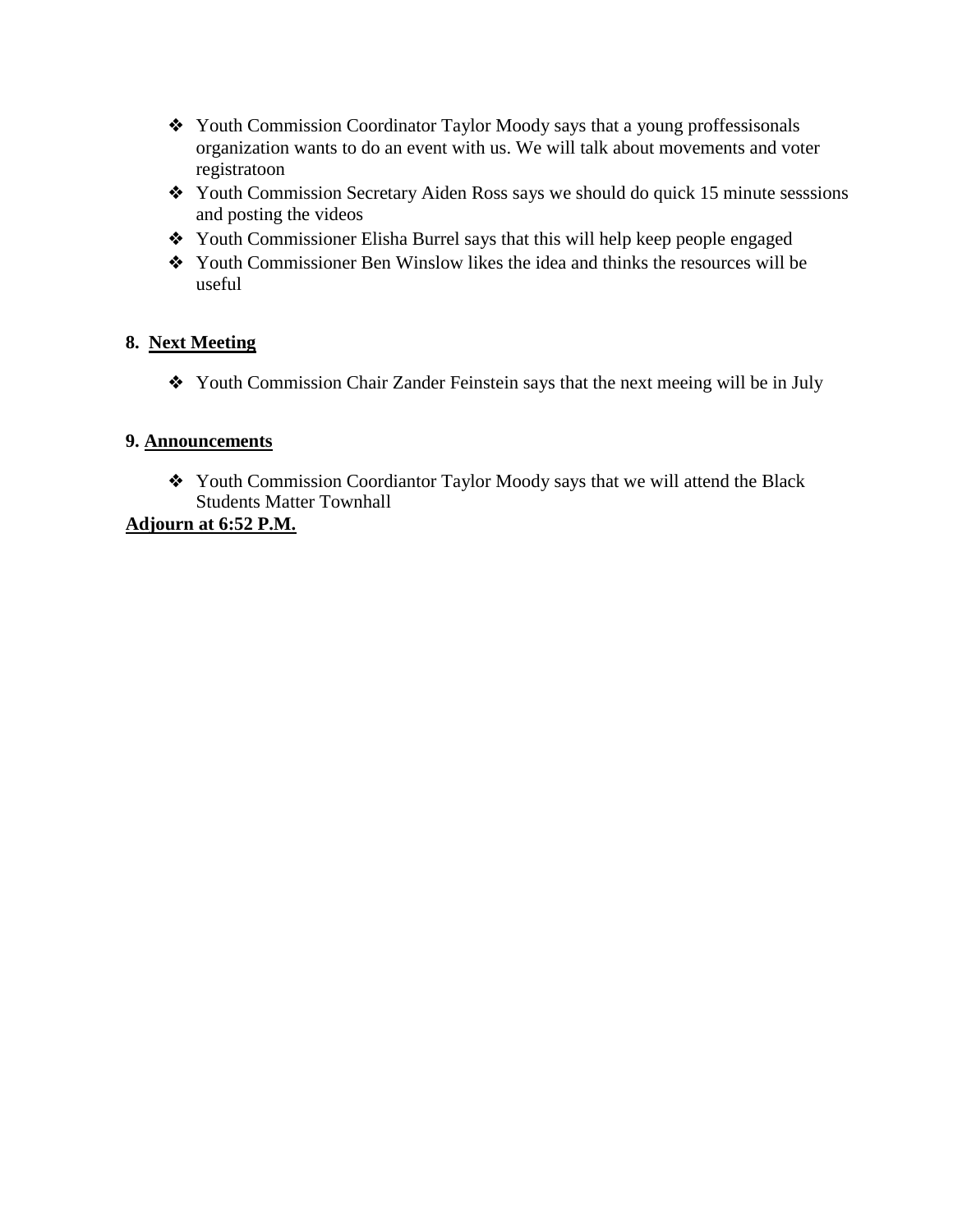- Youth Commission Coordinator Taylor Moody says that a young proffessisonals organization wants to do an event with us. We will talk about movements and voter registratoon
- Youth Commission Secretary Aiden Ross says we should do quick 15 minute sesssions and posting the videos
- Youth Commissioner Elisha Burrel says that this will help keep people engaged
- Youth Commissioner Ben Winslow likes the idea and thinks the resources will be useful

## 8. Next Meeting

- Youth Commission Chair Zander Feinstein says that the next meeing will be in July

## 9. Announcements

- Youth Commission Coordiantor Taylor Moody says that we will attend the Black Students Matter Townhall

**Adjourn at 6:52 P.M.**